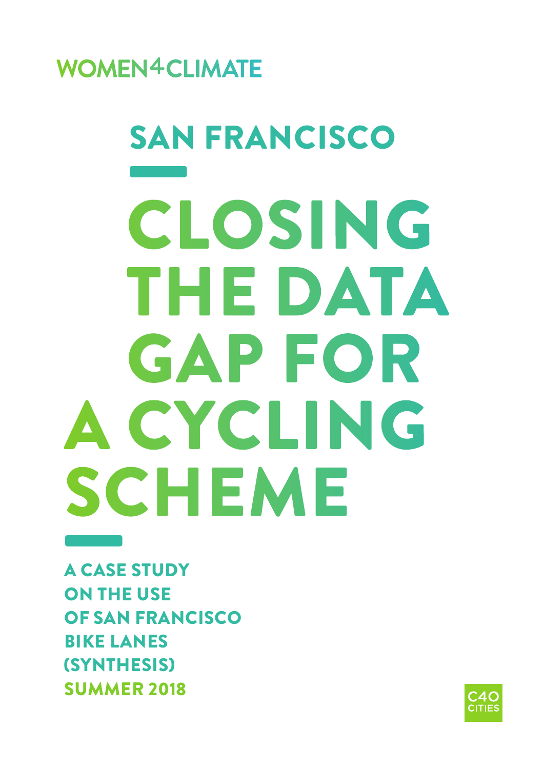WOMEN4CLIMATE

## SAN FRANCISCO

# CLOSING THE DATA GAP FOR A CYCLING SCHEME

**A CASE STUDY ON THE USE OF SAN FRANCISCO BIKE LANES (SYNTHESIS)**

**SUMMER 2018**

C40 CITIES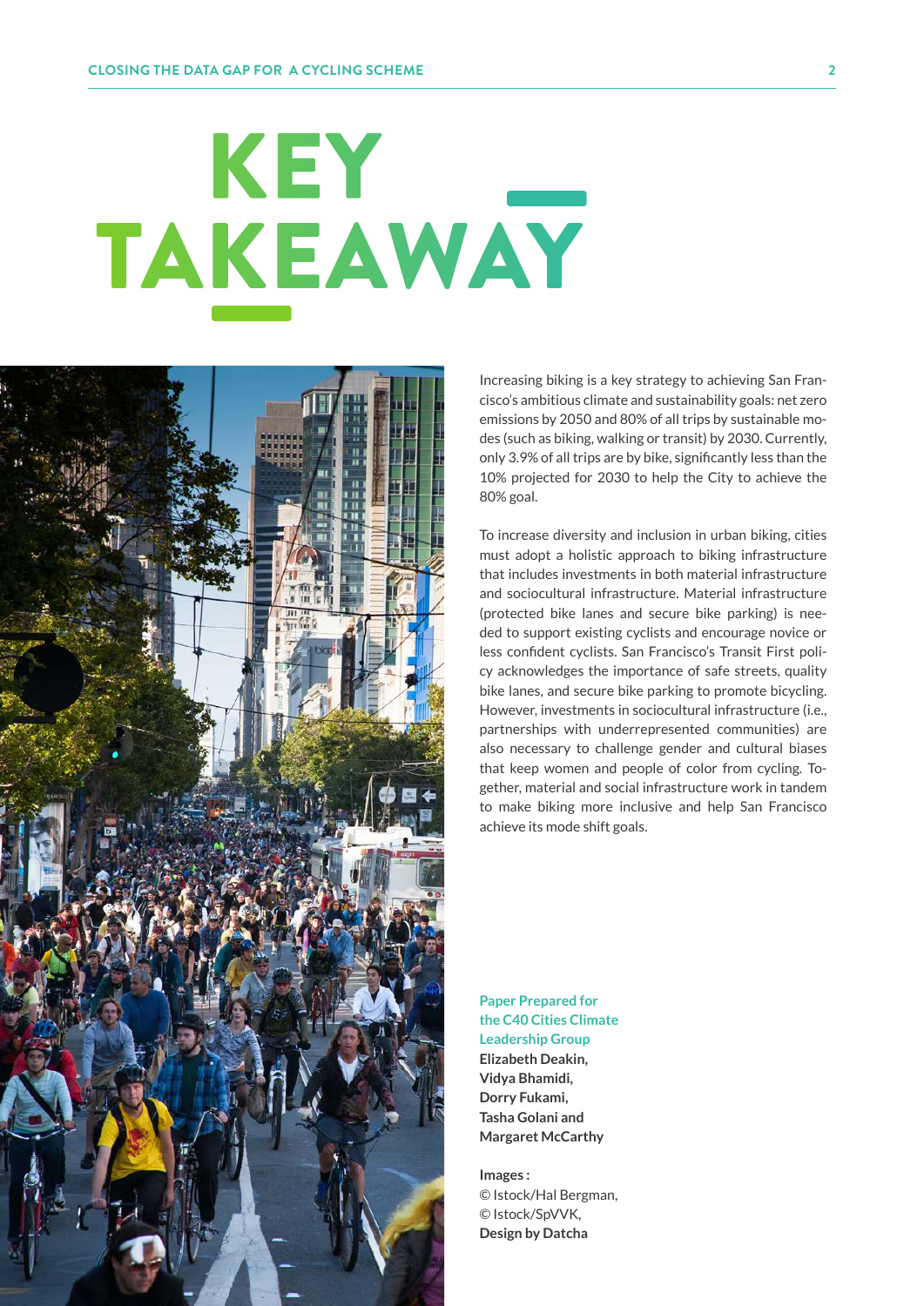# KEY TAKEAWAY

Increasing biking is a key strategy to achieving San Francisco's ambitious climate and sustainability goals: net zero emissions by 2050 and 80% of all trips by sustainable modes (such as biking, walking or transit) by 2030. Currently, only 3.9% of all trips are by bike, significantly less than the 10% projected for 2030 to help the City to achieve the 80% goal.

To increase diversity and inclusion in urban biking, cities must adopt a holistic approach to biking infrastructure that includes investments in both material infrastructure and sociocultural infrastructure. Material infrastructure (protected bike lanes and secure bike parking) is needed to support existing cyclists and encourage novice or less confident cyclists. San Francisco's Transit First policy acknowledges the importance of safe streets, quality bike lanes, and secure bike parking to promote bicycling. However, investments in sociocultural infrastructure (i.e., partnerships with underrepresented communities) are also necessary to challenge gender and cultural biases that keep women and people of color from cycling. Together, material and social infrastructure work in tandem to make biking more inclusive and help San Francisco achieve its mode shift goals.

Paper Prepared for the C40 Cities Climate Leadership Group
**Elizabeth Deakin, Vidya Bhamidi, Dorry Fukami, Tasha Golani and Margaret McCarthy**

**Images :**
© Istock/Hal Bergman,
© Istock/SpVVK,
**Design by Datcha**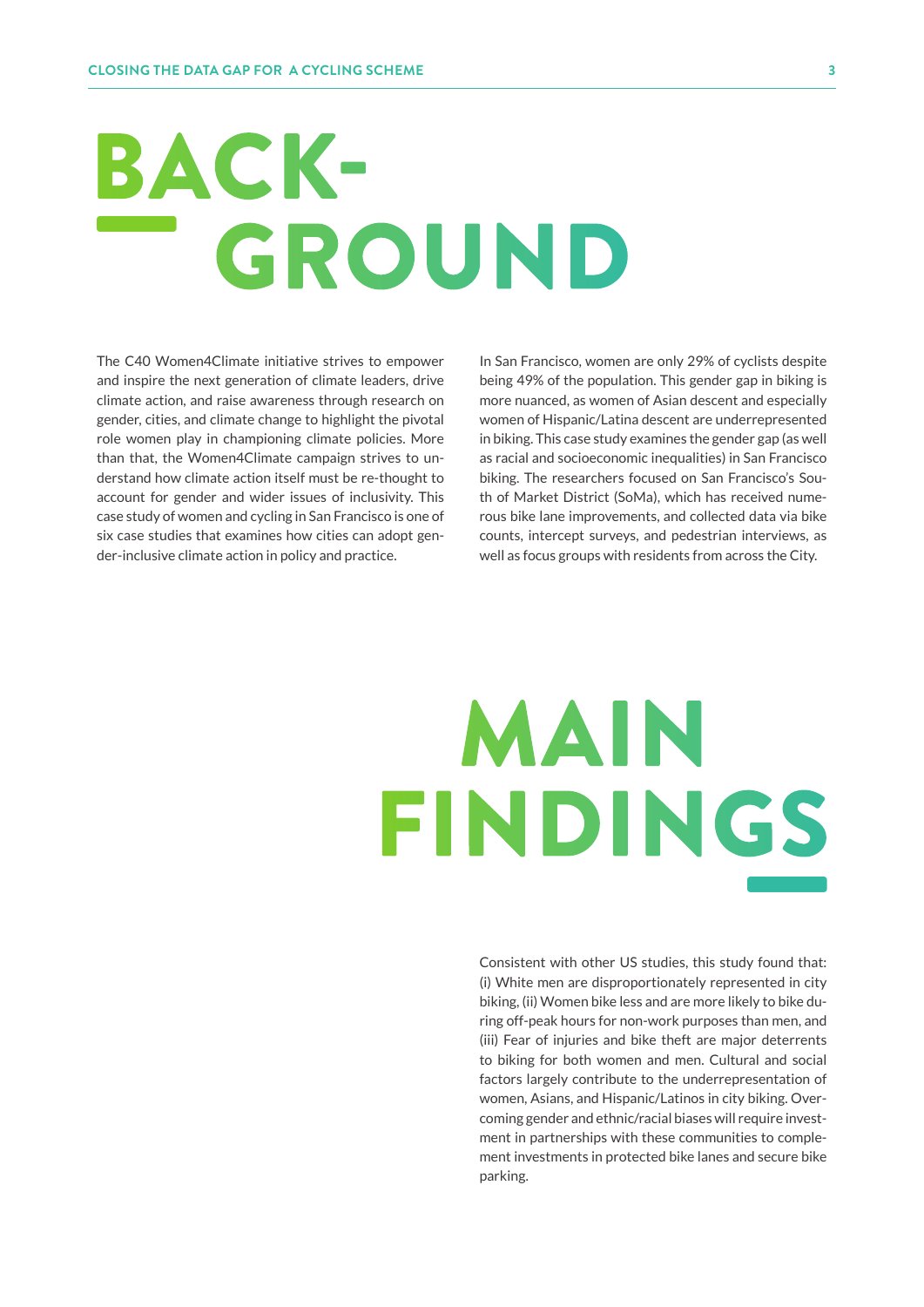# BACKGROUND

The C40 Women4Climate initiative strives to empower and inspire the next generation of climate leaders, drive climate action, and raise awareness through research on gender, cities, and climate change to highlight the pivotal role women play in championing climate policies. More than that, the Women4Climate campaign strives to understand how climate action itself must be re-thought to account for gender and wider issues of inclusivity. This case study of women and cycling in San Francisco is one of six case studies that examines how cities can adopt gender-inclusive climate action in policy and practice.

In San Francisco, women are only 29% of cyclists despite being 49% of the population. This gender gap in biking is more nuanced, as women of Asian descent and especially women of Hispanic/Latina descent are underrepresented in biking. This case study examines the gender gap (as well as racial and socioeconomic inequalities) in San Francisco biking. The researchers focused on San Francisco's South of Market District (SoMa), which has received numerous bike lane improvements, and collected data via bike counts, intercept surveys, and pedestrian interviews, as well as focus groups with residents from across the City.

# MAIN FINDINGS

Consistent with other US studies, this study found that: (i) White men are disproportionately represented in city biking, (ii) Women bike less and are more likely to bike during off-peak hours for non-work purposes than men, and (iii) Fear of injuries and bike theft are major deterrents to biking for both women and men. Cultural and social factors largely contribute to the underrepresentation of women, Asians, and Hispanic/Latinos in city biking. Overcoming gender and ethnic/racial biases will require investment in partnerships with these communities to complement investments in protected bike lanes and secure bike parking.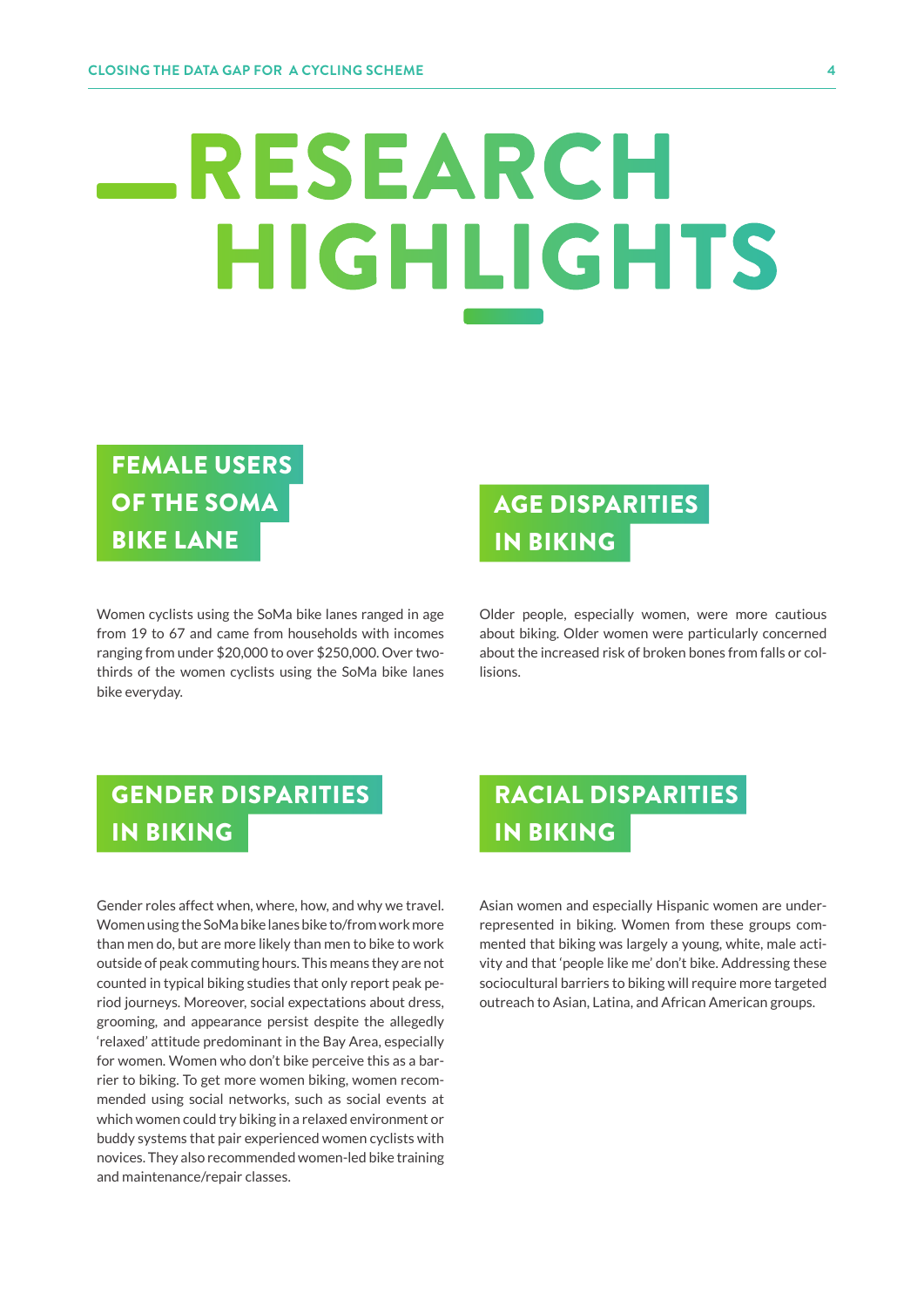# RESEARCH HIGHLIGHTS

## FEMALE USERS OF THE SOMA BIKE LANE

Women cyclists using the SoMa bike lanes ranged in age from 19 to 67 and came from households with incomes ranging from under $20,000 to over $250,000. Over two-thirds of the women cyclists using the SoMa bike lanes bike everyday.

## AGE DISPARITIES IN BIKING

Older people, especially women, were more cautious about biking. Older women were particularly concerned about the increased risk of broken bones from falls or collisions.

## GENDER DISPARITIES IN BIKING

Gender roles affect when, where, how, and why we travel. Women using the SoMa bike lanes bike to/from work more than men do, but are more likely than men to bike to work outside of peak commuting hours. This means they are not counted in typical biking studies that only report peak period journeys. Moreover, social expectations about dress, grooming, and appearance persist despite the allegedly 'relaxed' attitude predominant in the Bay Area, especially for women. Women who don't bike perceive this as a barrier to biking. To get more women biking, women recommended using social networks, such as social events at which women could try biking in a relaxed environment or buddy systems that pair experienced women cyclists with novices. They also recommended women-led bike training and maintenance/repair classes.

## RACIAL DISPARITIES IN BIKING

Asian women and especially Hispanic women are underrepresented in biking. Women from these groups commented that biking was largely a young, white, male activity and that 'people like me' don't bike. Addressing these sociocultural barriers to biking will require more targeted outreach to Asian, Latina, and African American groups.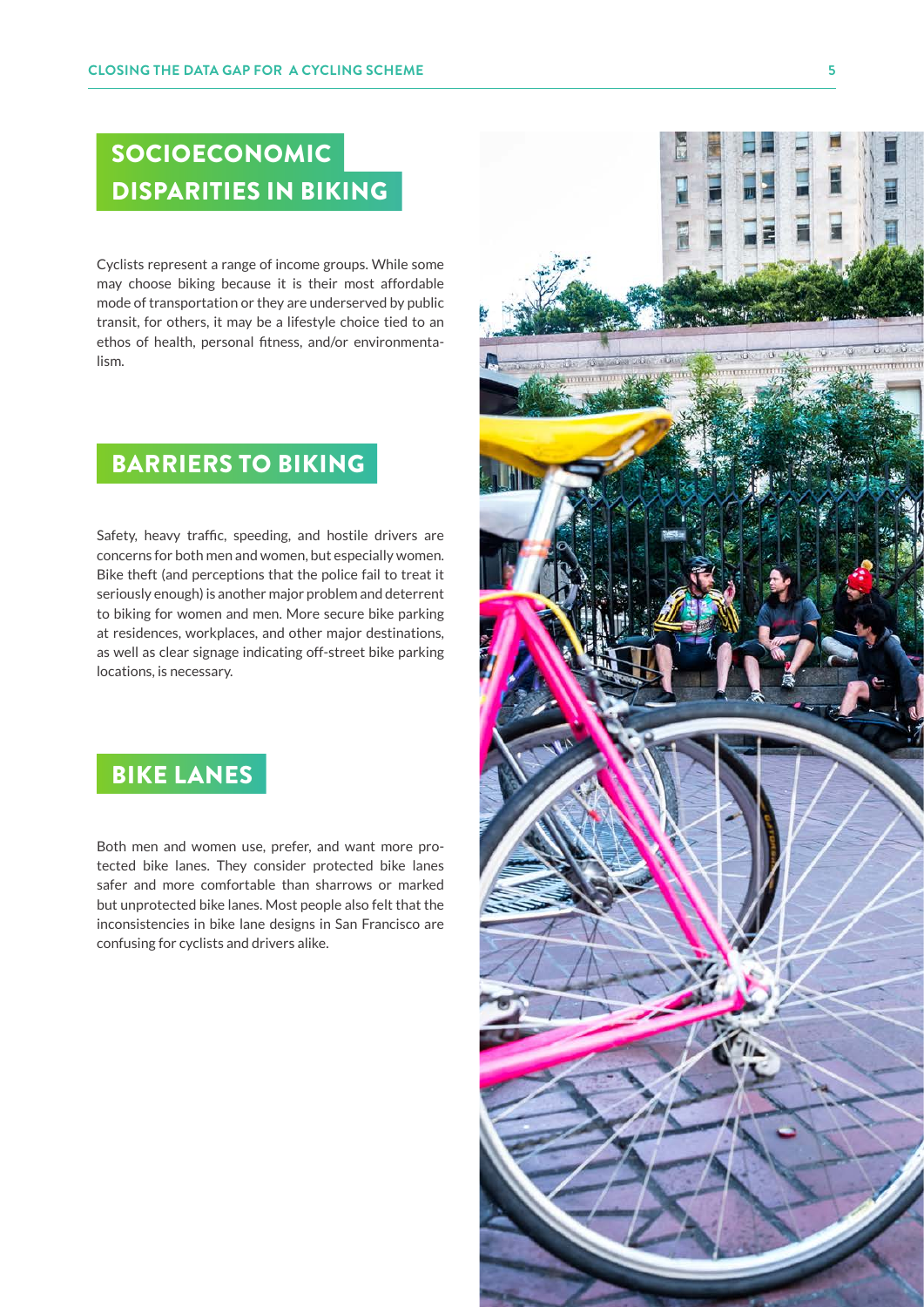## SOCIOECONOMIC DISPARITIES IN BIKING

Cyclists represent a range of income groups. While some may choose biking because it is their most affordable mode of transportation or they are underserved by public transit, for others, it may be a lifestyle choice tied to an ethos of health, personal fitness, and/or environmentalism.

## BARRIERS TO BIKING

Safety, heavy traffic, speeding, and hostile drivers are concerns for both men and women, but especially women. Bike theft (and perceptions that the police fail to treat it seriously enough) is another major problem and deterrent to biking for women and men. More secure bike parking at residences, workplaces, and other major destinations, as well as clear signage indicating off-street bike parking locations, is necessary.

## BIKE LANES

Both men and women use, prefer, and want more protected bike lanes. They consider protected bike lanes safer and more comfortable than sharrows or marked but unprotected bike lanes. Most people also felt that the inconsistencies in bike lane designs in San Francisco are confusing for cyclists and drivers alike.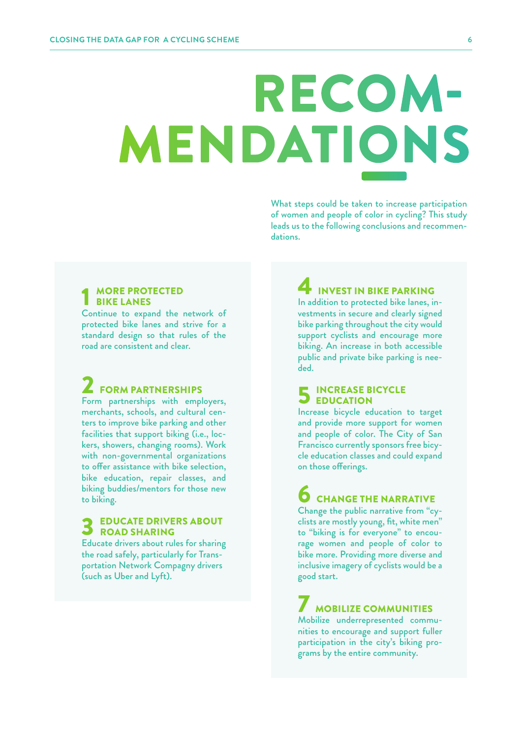# RECOMMENDATIONS

What steps could be taken to increase participation of women and people of color in cycling? This study leads us to the following conclusions and recommendations.

## 1 MORE PROTECTED BIKE LANES

Continue to expand the network of protected bike lanes and strive for a standard design so that rules of the road are consistent and clear.

## 2 FORM PARTNERSHIPS

Form partnerships with employers, merchants, schools, and cultural centers to improve bike parking and other facilities that support biking (i.e., lockers, showers, changing rooms). Work with non-governmental organizations to offer assistance with bike selection, bike education, repair classes, and biking buddies/mentors for those new to biking.

## 3 EDUCATE DRIVERS ABOUT ROAD SHARING

Educate drivers about rules for sharing the road safely, particularly for Transportation Network Compagny drivers (such as Uber and Lyft).

## 4 INVEST IN BIKE PARKING

In addition to protected bike lanes, investments in secure and clearly signed bike parking throughout the city would support cyclists and encourage more biking. An increase in both accessible public and private bike parking is needed.

## 5 INCREASE BICYCLE EDUCATION

Increase bicycle education to target and provide more support for women and people of color. The City of San Francisco currently sponsors free bicycle education classes and could expand on those offerings.

## 6 CHANGE THE NARRATIVE

Change the public narrative from "cyclists are mostly young, fit, white men" to "biking is for everyone" to encourage women and people of color to bike more. Providing more diverse and inclusive imagery of cyclists would be a good start.

## 7 MOBILIZE COMMUNITIES

Mobilize underrepresented communities to encourage and support fuller participation in the city's biking programs by the entire community.